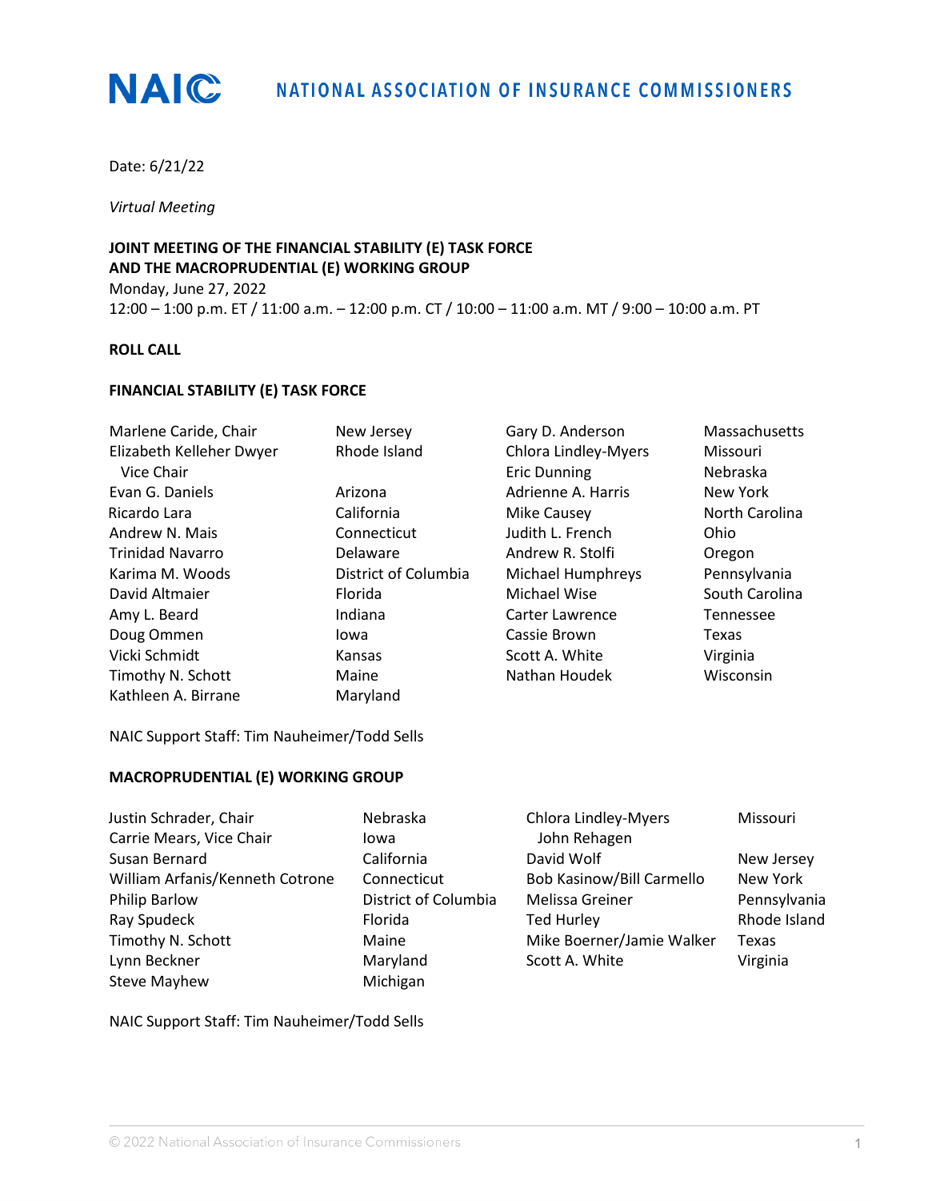# NAIC NATIONAL ASSOCIATION OF INSURANCE COMMISSIONERS

Date: 6/21/22

*Virtual Meeting*

**JOINT MEETING OF THE FINANCIAL STABILITY (E) TASK FORCE**
**AND THE MACROPRUDENTIAL (E) WORKING GROUP**
Monday, June 27, 2022
12:00 – 1:00 p.m. ET / 11:00 a.m. – 12:00 p.m. CT / 10:00 – 11:00 a.m. MT / 9:00 – 10:00 a.m. PT

**ROLL CALL**

**FINANCIAL STABILITY (E) TASK FORCE**

| | | | |
|---|---|---|---|
| Marlene Caride, Chair | New Jersey | Gary D. Anderson | Massachusetts |
| Elizabeth Kelleher Dwyer Vice Chair | Rhode Island | Chlora Lindley-Myers | Missouri |
| | | Eric Dunning | Nebraska |
| Evan G. Daniels | Arizona | Adrienne A. Harris | New York |
| Ricardo Lara | California | Mike Causey | North Carolina |
| Andrew N. Mais | Connecticut | Judith L. French | Ohio |
| Trinidad Navarro | Delaware | Andrew R. Stolfi | Oregon |
| Karima M. Woods | District of Columbia | Michael Humphreys | Pennsylvania |
| David Altmaier | Florida | Michael Wise | South Carolina |
| Amy L. Beard | Indiana | Carter Lawrence | Tennessee |
| Doug Ommen | Iowa | Cassie Brown | Texas |
| Vicki Schmidt | Kansas | Scott A. White | Virginia |
| Timothy N. Schott | Maine | Nathan Houdek | Wisconsin |
| Kathleen A. Birrane | Maryland | | |

NAIC Support Staff: Tim Nauheimer/Todd Sells

**MACROPRUDENTIAL (E) WORKING GROUP**

| | | | |
|---|---|---|---|
| Justin Schrader, Chair | Nebraska | Chlora Lindley-Myers | Missouri |
| Carrie Mears, Vice Chair | Iowa | John Rehagen | |
| Susan Bernard | California | David Wolf | New Jersey |
| William Arfanis/Kenneth Cotrone | Connecticut | Bob Kasinow/Bill Carmello | New York |
| Philip Barlow | District of Columbia | Melissa Greiner | Pennsylvania |
| Ray Spudeck | Florida | Ted Hurley | Rhode Island |
| Timothy N. Schott | Maine | Mike Boerner/Jamie Walker | Texas |
| Lynn Beckner | Maryland | Scott A. White | Virginia |
| Steve Mayhew | Michigan | | |

NAIC Support Staff: Tim Nauheimer/Todd Sells

© 2022 National Association of Insurance Commissioners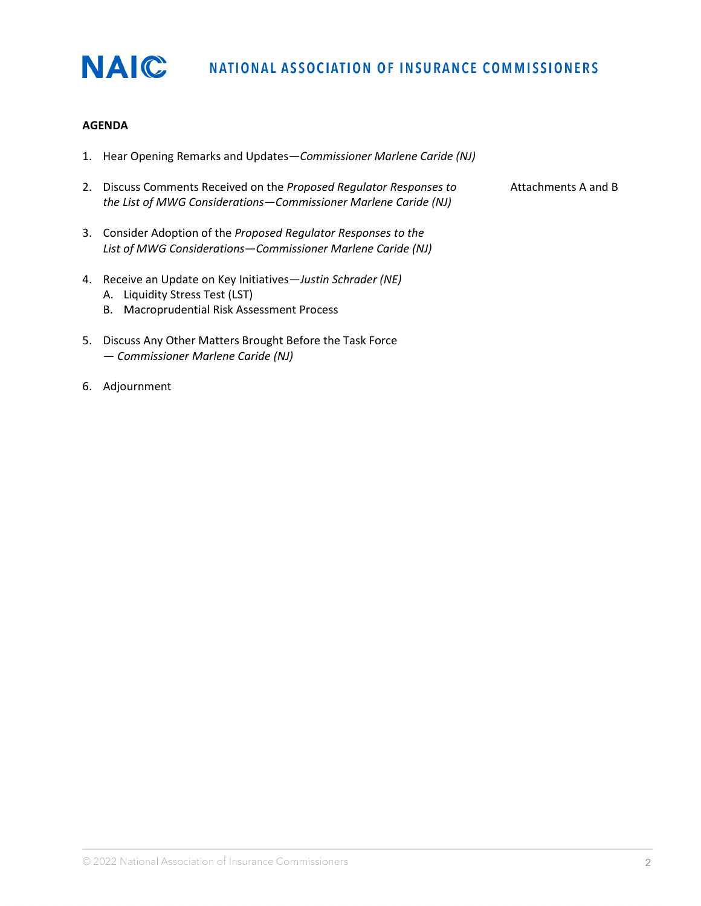# AGENDA

1. Hear Opening Remarks and Updates—*Commissioner Marlene Caride (NJ)*

2. Discuss Comments Received on the *Proposed Regulator Responses to the List of MWG Considerations*—*Commissioner Marlene Caride (NJ)* — Attachments A and B

3. Consider Adoption of the *Proposed Regulator Responses to the List of MWG Considerations*—*Commissioner Marlene Caride (NJ)*

4. Receive an Update on Key Initiatives—*Justin Schrader (NE)*
   A. Liquidity Stress Test (LST)
   B. Macroprudential Risk Assessment Process

5. Discuss Any Other Matters Brought Before the Task Force — *Commissioner Marlene Caride (NJ)*

6. Adjournment